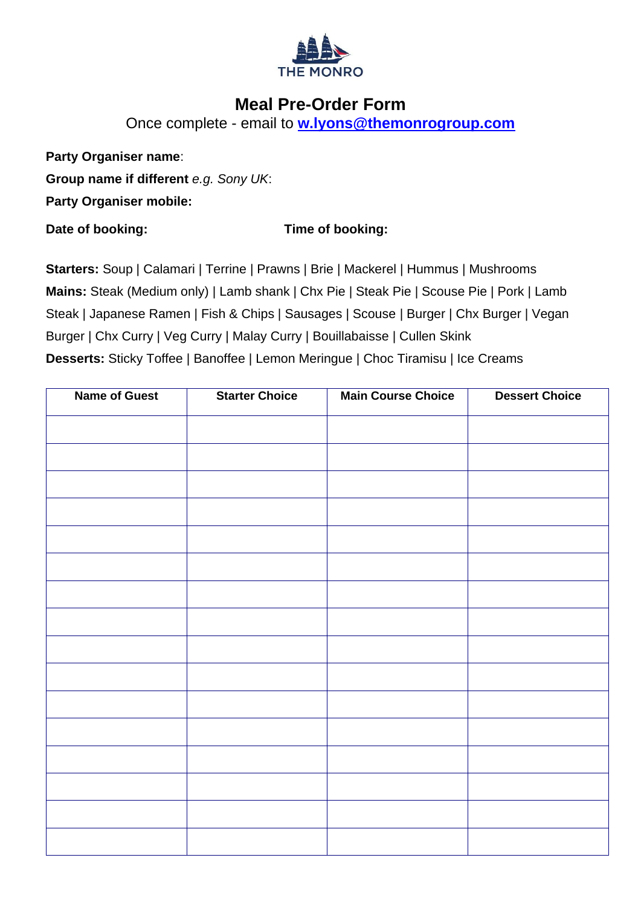THE MONRO

# Meal Pre-Order Form

Once complete - email to **w.lyons@themonrogroup.com**

**Party Organiser name**:

**Group name if different** *e.g. Sony UK*:

**Party Organiser mobile:**

**Date of booking:** **Time of booking:**

**Starters:** Soup | Calamari | Terrine | Prawns | Brie | Mackerel | Hummus | Mushrooms

**Mains:** Steak (Medium only) | Lamb shank | Chx Pie | Steak Pie | Scouse Pie | Pork | Lamb Steak | Japanese Ramen | Fish & Chips | Sausages | Scouse | Burger | Chx Burger | Vegan Burger | Chx Curry | Veg Curry | Malay Curry | Bouillabaisse | Cullen Skink

**Desserts:** Sticky Toffee | Banoffee | Lemon Meringue | Choc Tiramisu | Ice Creams

| Name of Guest | Starter Choice | Main Course Choice | Dessert Choice |
|---|---|---|---|
| | | | |
| | | | |
| | | | |
| | | | |
| | | | |
| | | | |
| | | | |
| | | | |
| | | | |
| | | | |
| | | | |
| | | | |
| | | | |
| | | | |
| | | | |
| | | | |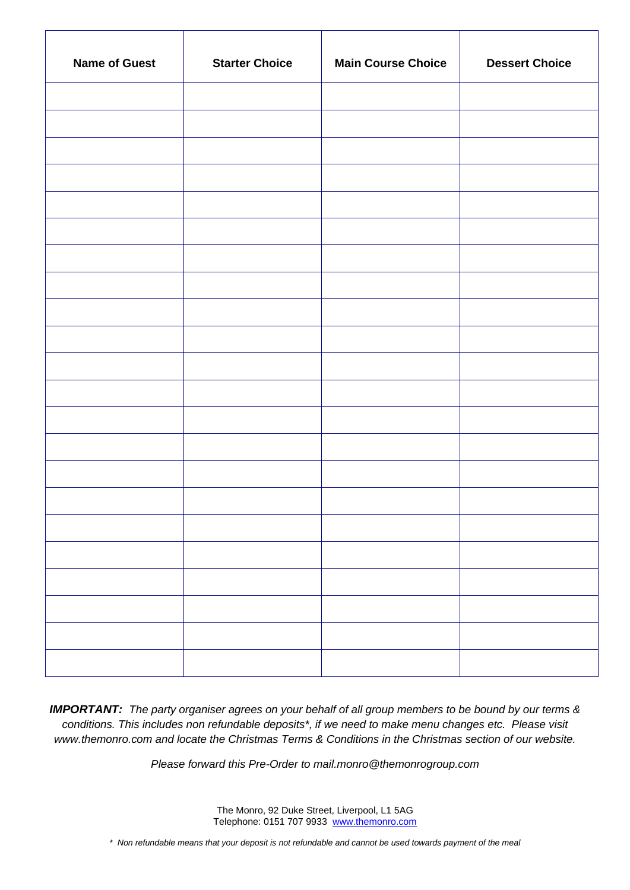| Name of Guest | Starter Choice | Main Course Choice | Dessert Choice |
|---|---|---|---|
| | | | |
| | | | |
| | | | |
| | | | |
| | | | |
| | | | |
| | | | |
| | | | |
| | | | |
| | | | |
| | | | |
| | | | |
| | | | |
| | | | |
| | | | |
| | | | |
| | | | |
| | | | |
| | | | |
| | | | |
| | | | |
| | | | |

***IMPORTANT:*** *The party organiser agrees on your behalf of all group members to be bound by our terms & conditions. This includes non refundable deposits*, if we need to make menu changes etc. Please visit www.themonro.com and locate the Christmas Terms & Conditions in the Christmas section of our website.*

*Please forward this Pre-Order to mail.monro@themonrogroup.com*

The Monro, 92 Duke Street, Liverpool, L1 5AG
Telephone: 0151 707 9933 www.themonro.com

*\* Non refundable means that your deposit is not refundable and cannot be used towards payment of the meal*